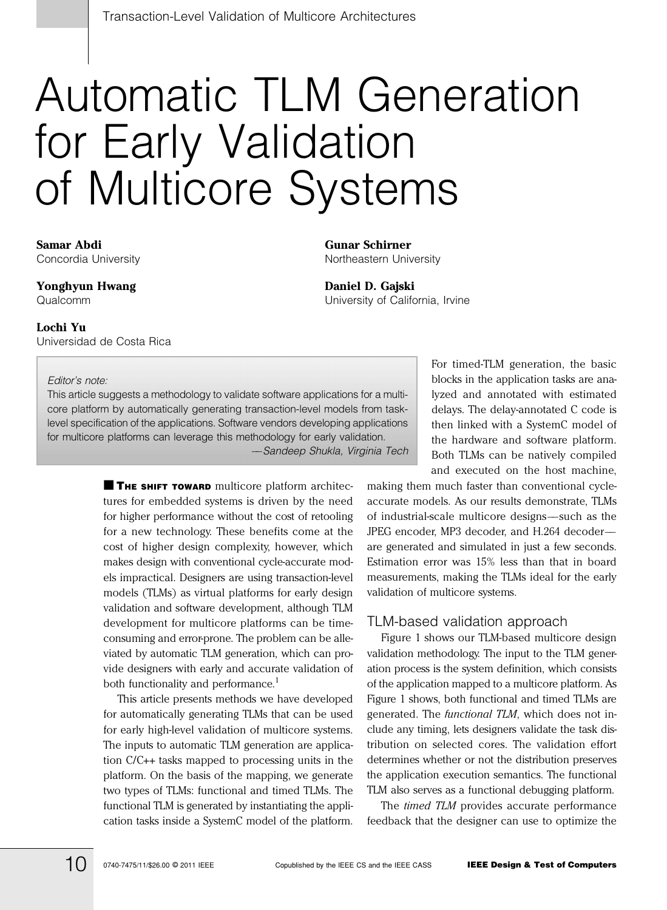# Automatic TLM Generation for Early Validation of Multicore Systems

**Samar Abdi**
Concordia University

**Gunar Schirner**
Northeastern University

**Yonghyun Hwang**
Qualcomm

**Daniel D. Gajski**
University of California, Irvine

**Lochi Yu**
Universidad de Costa Rica

*Editor's note:*

This article suggests a methodology to validate software applications for a multicore platform by automatically generating transaction-level models from task-level specification of the applications. Software vendors developing applications for multicore platforms can leverage this methodology for early validation.

*—Sandeep Shukla, Virginia Tech*

**THE SHIFT TOWARD** multicore platform architectures for embedded systems is driven by the need for higher performance without the cost of retooling for a new technology. These benefits come at the cost of higher design complexity, however, which makes design with conventional cycle-accurate models impractical. Designers are using transaction-level models (TLMs) as virtual platforms for early design validation and software development, although TLM development for multicore platforms can be time-consuming and error-prone. The problem can be alleviated by automatic TLM generation, which can provide designers with early and accurate validation of both functionality and performance.[1]

This article presents methods we have developed for automatically generating TLMs that can be used for early high-level validation of multicore systems. The inputs to automatic TLM generation are application C/C++ tasks mapped to processing units in the platform. On the basis of the mapping, we generate two types of TLMs: functional and timed TLMs. The functional TLM is generated by instantiating the application tasks inside a SystemC model of the platform. For timed-TLM generation, the basic blocks in the application tasks are analyzed and annotated with estimated delays. The delay-annotated C code is then linked with a SystemC model of the hardware and software platform. Both TLMs can be natively compiled and executed on the host machine, making them much faster than conventional cycle-accurate models. As our results demonstrate, TLMs of industrial-scale multicore designs—such as the JPEG encoder, MP3 decoder, and H.264 decoder—are generated and simulated in just a few seconds. Estimation error was 15% less than that in board measurements, making the TLMs ideal for the early validation of multicore systems.

## TLM-based validation approach

Figure 1 shows our TLM-based multicore design validation methodology. The input to the TLM generation process is the system definition, which consists of the application mapped to a multicore platform. As Figure 1 shows, both functional and timed TLMs are generated. The *functional TLM*, which does not include any timing, lets designers validate the task distribution on selected cores. The validation effort determines whether or not the distribution preserves the application execution semantics. The functional TLM also serves as a functional debugging platform.

The *timed TLM* provides accurate performance feedback that the designer can use to optimize the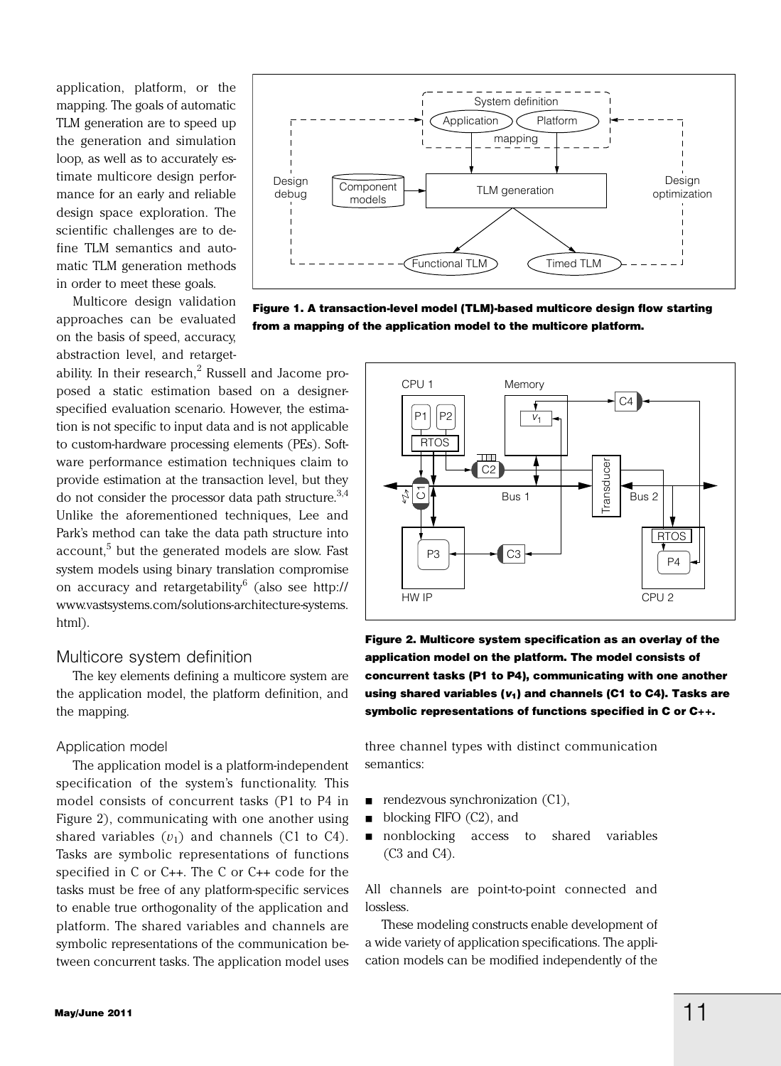application, platform, or the mapping. The goals of automatic TLM generation are to speed up the generation and simulation loop, as well as to accurately estimate multicore design performance for an early and reliable design space exploration. The scientific challenges are to define TLM semantics and automatic TLM generation methods in order to meet these goals.

Multicore design validation approaches can be evaluated on the basis of speed, accuracy, abstraction level, and retargetability. In their research,[2] Russell and Jacome proposed a static estimation based on a designer-specified evaluation scenario. However, the estimation is not specific to input data and is not applicable to custom-hardware processing elements (PEs). Software performance estimation techniques claim to provide estimation at the transaction level, but they do not consider the processor data path structure.[3,4] Unlike the aforementioned techniques, Lee and Park's method can take the data path structure into account,[5] but the generated models are slow. Fast system models using binary translation compromise on accuracy and retargetability[6] (also see http://www.vastsystems.com/solutions-architecture-systems.html).

**Figure 1. A transaction-level model (TLM)-based multicore design flow starting from a mapping of the application model to the multicore platform.**

**Figure 2. Multicore system specification as an overlay of the application model on the platform. The model consists of concurrent tasks (P1 to P4), communicating with one another using shared variables ($v_1$) and channels (C1 to C4). Tasks are symbolic representations of functions specified in C or C++.**

## Multicore system definition

The key elements defining a multicore system are the application model, the platform definition, and the mapping.

### Application model

The application model is a platform-independent specification of the system's functionality. This model consists of concurrent tasks (P1 to P4 in Figure 2), communicating with one another using shared variables ($v_1$) and channels (C1 to C4). Tasks are symbolic representations of functions specified in C or C++. The C or C++ code for the tasks must be free of any platform-specific services to enable true orthogonality of the application and platform. The shared variables and channels are symbolic representations of the communication between concurrent tasks. The application model uses three channel types with distinct communication semantics:

- rendezvous synchronization (C1),
- blocking FIFO (C2), and
- nonblocking access to shared variables (C3 and C4).

All channels are point-to-point connected and lossless.

These modeling constructs enable development of a wide variety of application specifications. The application models can be modified independently of the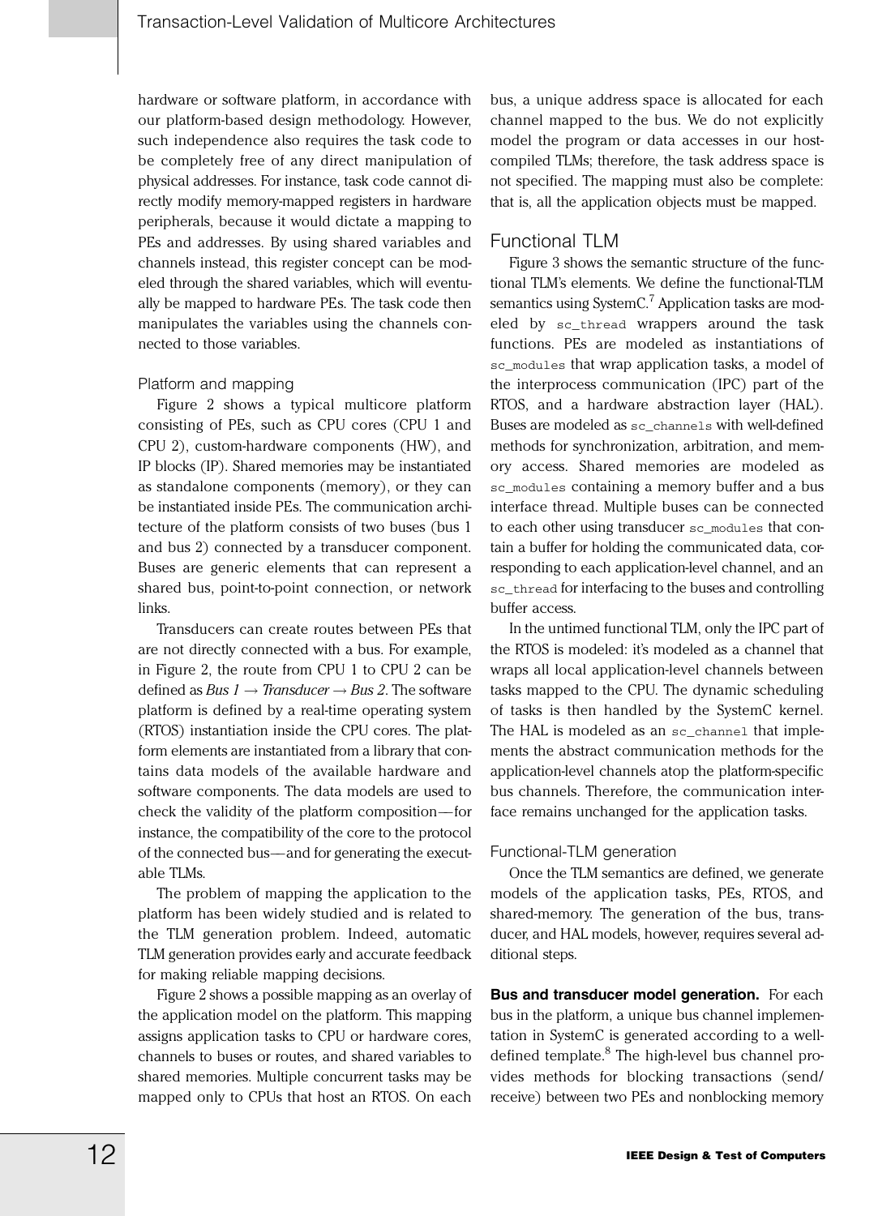hardware or software platform, in accordance with our platform-based design methodology. However, such independence also requires the task code to be completely free of any direct manipulation of physical addresses. For instance, task code cannot directly modify memory-mapped registers in hardware peripherals, because it would dictate a mapping to PEs and addresses. By using shared variables and channels instead, this register concept can be modeled through the shared variables, which will eventually be mapped to hardware PEs. The task code then manipulates the variables using the channels connected to those variables.

### Platform and mapping

Figure 2 shows a typical multicore platform consisting of PEs, such as CPU cores (CPU 1 and CPU 2), custom-hardware components (HW), and IP blocks (IP). Shared memories may be instantiated as standalone components (memory), or they can be instantiated inside PEs. The communication architecture of the platform consists of two buses (bus 1 and bus 2) connected by a transducer component. Buses are generic elements that can represent a shared bus, point-to-point connection, or network links.

Transducers can create routes between PEs that are not directly connected with a bus. For example, in Figure 2, the route from CPU 1 to CPU 2 can be defined as *Bus 1* → *Transducer* → *Bus 2*. The software platform is defined by a real-time operating system (RTOS) instantiation inside the CPU cores. The platform elements are instantiated from a library that contains data models of the available hardware and software components. The data models are used to check the validity of the platform composition—for instance, the compatibility of the core to the protocol of the connected bus—and for generating the executable TLMs.

The problem of mapping the application to the platform has been widely studied and is related to the TLM generation problem. Indeed, automatic TLM generation provides early and accurate feedback for making reliable mapping decisions.

Figure 2 shows a possible mapping as an overlay of the application model on the platform. This mapping assigns application tasks to CPU or hardware cores, channels to buses or routes, and shared variables to shared memories. Multiple concurrent tasks may be mapped only to CPUs that host an RTOS. On each bus, a unique address space is allocated for each channel mapped to the bus. We do not explicitly model the program or data accesses in our host-compiled TLMs; therefore, the task address space is not specified. The mapping must also be complete: that is, all the application objects must be mapped.

## Functional TLM

Figure 3 shows the semantic structure of the functional TLM's elements. We define the functional-TLM semantics using SystemC.[7] Application tasks are modeled by `sc_thread` wrappers around the task functions. PEs are modeled as instantiations of `sc_modules` that wrap application tasks, a model of the interprocess communication (IPC) part of the RTOS, and a hardware abstraction layer (HAL). Buses are modeled as `sc_channels` with well-defined methods for synchronization, arbitration, and memory access. Shared memories are modeled as `sc_modules` containing a memory buffer and a bus interface thread. Multiple buses can be connected to each other using transducer `sc_modules` that contain a buffer for holding the communicated data, corresponding to each application-level channel, and an `sc_thread` for interfacing to the buses and controlling buffer access.

In the untimed functional TLM, only the IPC part of the RTOS is modeled: it's modeled as a channel that wraps all local application-level channels between tasks mapped to the CPU. The dynamic scheduling of tasks is then handled by the SystemC kernel. The HAL is modeled as an `sc_channel` that implements the abstract communication methods for the application-level channels atop the platform-specific bus channels. Therefore, the communication interface remains unchanged for the application tasks.

### Functional-TLM generation

Once the TLM semantics are defined, we generate models of the application tasks, PEs, RTOS, and shared-memory. The generation of the bus, transducer, and HAL models, however, requires several additional steps.

**Bus and transducer model generation.** For each bus in the platform, a unique bus channel implementation in SystemC is generated according to a well-defined template.[8] The high-level bus channel provides methods for blocking transactions (send/receive) between two PEs and nonblocking memory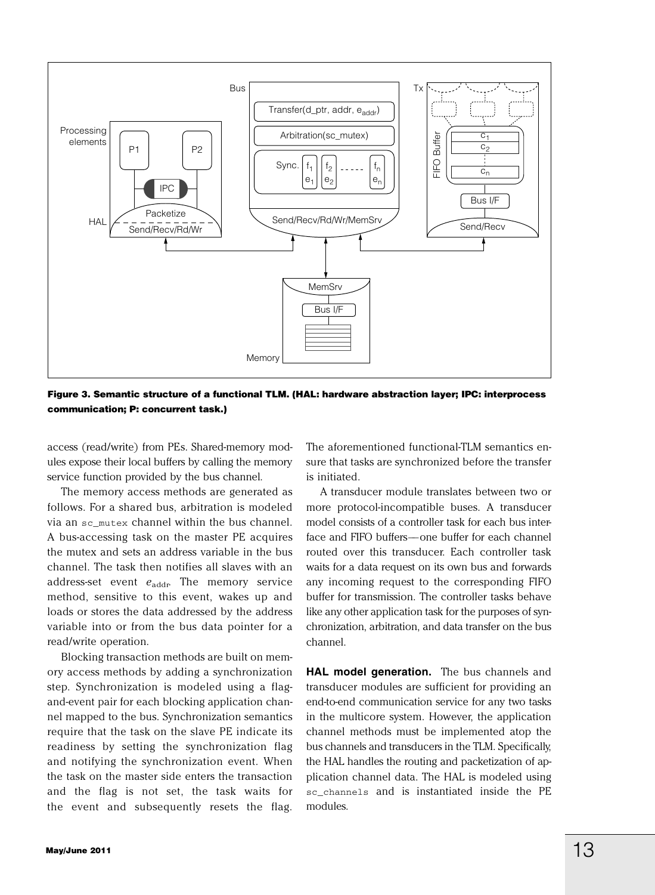Figure 3. Semantic structure of a functional TLM. (HAL: hardware abstraction layer; IPC: interprocess communication; P: concurrent task.)

access (read/write) from PEs. Shared-memory modules expose their local buffers by calling the memory service function provided by the bus channel.

The memory access methods are generated as follows. For a shared bus, arbitration is modeled via an `sc_mutex` channel within the bus channel. A bus-accessing task on the master PE acquires the mutex and sets an address variable in the bus channel. The task then notifies all slaves with an address-set event $e_{\text{addr}}$. The memory service method, sensitive to this event, wakes up and loads or stores the data addressed by the address variable into or from the bus data pointer for a read/write operation.

Blocking transaction methods are built on memory access methods by adding a synchronization step. Synchronization is modeled using a flag-and-event pair for each blocking application channel mapped to the bus. Synchronization semantics require that the task on the slave PE indicate its readiness by setting the synchronization flag and notifying the synchronization event. When the task on the master side enters the transaction and the flag is not set, the task waits for the event and subsequently resets the flag. The aforementioned functional-TLM semantics ensure that tasks are synchronized before the transfer is initiated.

A transducer module translates between two or more protocol-incompatible buses. A transducer model consists of a controller task for each bus interface and FIFO buffers—one buffer for each channel routed over this transducer. Each controller task waits for a data request on its own bus and forwards any incoming request to the corresponding FIFO buffer for transmission. The controller tasks behave like any other application task for the purposes of synchronization, arbitration, and data transfer on the bus channel.

**HAL model generation.** The bus channels and transducer modules are sufficient for providing an end-to-end communication service for any two tasks in the multicore system. However, the application channel methods must be implemented atop the bus channels and transducers in the TLM. Specifically, the HAL handles the routing and packetization of application channel data. The HAL is modeled using `sc_channels` and is instantiated inside the PE modules.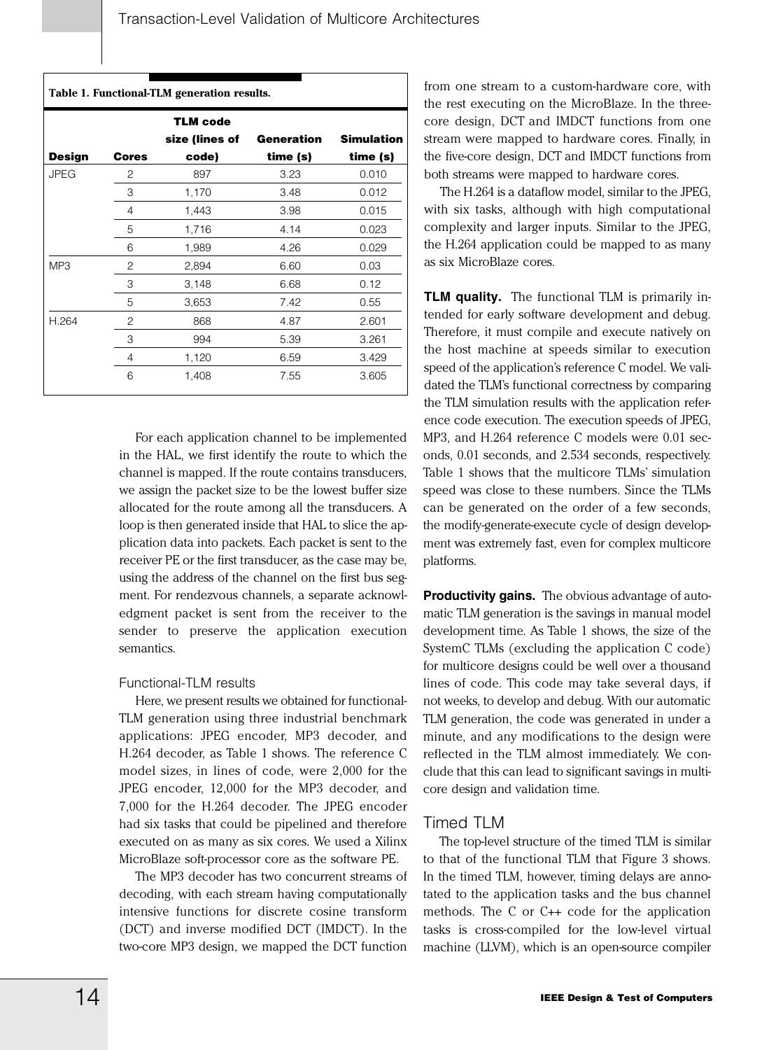**Table 1. Functional-TLM generation results.**

| Design | Cores | TLM code size (lines of code) | Generation time (s) | Simulation time (s) |
|---|---|---|---|---|
| JPEG | 2 | 897 | 3.23 | 0.010 |
| | 3 | 1,170 | 3.48 | 0.012 |
| | 4 | 1,443 | 3.98 | 0.015 |
| | 5 | 1,716 | 4.14 | 0.023 |
| | 6 | 1,989 | 4.26 | 0.029 |
| MP3 | 2 | 2,894 | 6.60 | 0.03 |
| | 3 | 3,148 | 6.68 | 0.12 |
| | 5 | 3,653 | 7.42 | 0.55 |
| H.264 | 2 | 868 | 4.87 | 2.601 |
| | 3 | 994 | 5.39 | 3.261 |
| | 4 | 1,120 | 6.59 | 3.429 |
| | 6 | 1,408 | 7.55 | 3.605 |

For each application channel to be implemented in the HAL, we first identify the route to which the channel is mapped. If the route contains transducers, we assign the packet size to be the lowest buffer size allocated for the route among all the transducers. A loop is then generated inside that HAL to slice the application data into packets. Each packet is sent to the receiver PE or the first transducer, as the case may be, using the address of the channel on the first bus segment. For rendezvous channels, a separate acknowledgment packet is sent from the receiver to the sender to preserve the application execution semantics.

### Functional-TLM results

Here, we present results we obtained for functional-TLM generation using three industrial benchmark applications: JPEG encoder, MP3 decoder, and H.264 decoder, as Table 1 shows. The reference C model sizes, in lines of code, were 2,000 for the JPEG encoder, 12,000 for the MP3 decoder, and 7,000 for the H.264 decoder. The JPEG encoder had six tasks that could be pipelined and therefore executed on as many as six cores. We used a Xilinx MicroBlaze soft-processor core as the software PE.

The MP3 decoder has two concurrent streams of decoding, with each stream having computationally intensive functions for discrete cosine transform (DCT) and inverse modified DCT (IMDCT). In the two-core MP3 design, we mapped the DCT function from one stream to a custom-hardware core, with the rest executing on the MicroBlaze. In the three-core design, DCT and IMDCT functions from one stream were mapped to hardware cores. Finally, in the five-core design, DCT and IMDCT functions from both streams were mapped to hardware cores.

The H.264 is a dataflow model, similar to the JPEG, with six tasks, although with high computational complexity and larger inputs. Similar to the JPEG, the H.264 application could be mapped to as many as six MicroBlaze cores.

**TLM quality.** The functional TLM is primarily intended for early software development and debug. Therefore, it must compile and execute natively on the host machine at speeds similar to execution speed of the application's reference C model. We validated the TLM's functional correctness by comparing the TLM simulation results with the application reference code execution. The execution speeds of JPEG, MP3, and H.264 reference C models were 0.01 seconds, 0.01 seconds, and 2.534 seconds, respectively. Table 1 shows that the multicore TLMs' simulation speed was close to these numbers. Since the TLMs can be generated on the order of a few seconds, the modify-generate-execute cycle of design development was extremely fast, even for complex multicore platforms.

**Productivity gains.** The obvious advantage of automatic TLM generation is the savings in manual model development time. As Table 1 shows, the size of the SystemC TLMs (excluding the application C code) for multicore designs could be well over a thousand lines of code. This code may take several days, if not weeks, to develop and debug. With our automatic TLM generation, the code was generated in under a minute, and any modifications to the design were reflected in the TLM almost immediately. We conclude that this can lead to significant savings in multicore design and validation time.

## Timed TLM

The top-level structure of the timed TLM is similar to that of the functional TLM that Figure 3 shows. In the timed TLM, however, timing delays are annotated to the application tasks and the bus channel methods. The C or C++ code for the application tasks is cross-compiled for the low-level virtual machine (LLVM), which is an open-source compiler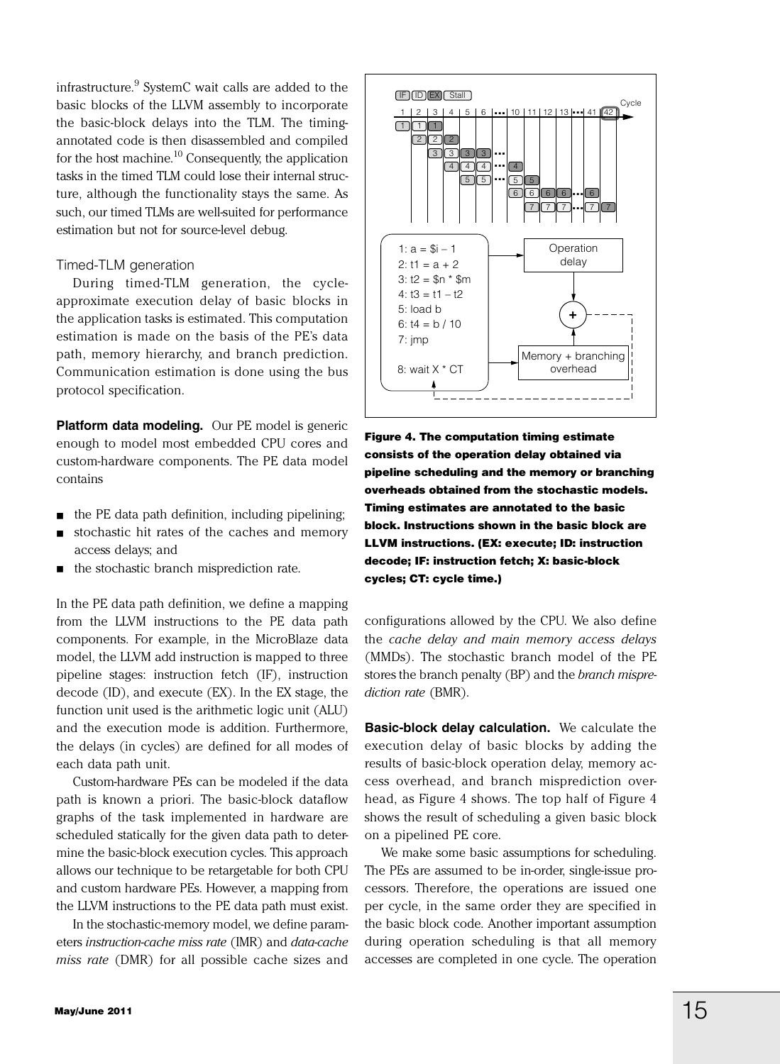infrastructure.[9] SystemC wait calls are added to the basic blocks of the LLVM assembly to incorporate the basic-block delays into the TLM. The timing-annotated code is then disassembled and compiled for the host machine.[10] Consequently, the application tasks in the timed TLM could lose their internal structure, although the functionality stays the same. As such, our timed TLMs are well-suited for performance estimation but not for source-level debug.

### Timed-TLM generation

During timed-TLM generation, the cycle-approximate execution delay of basic blocks in the application tasks is estimated. This computation estimation is made on the basis of the PE's data path, memory hierarchy, and branch prediction. Communication estimation is done using the bus protocol specification.

**Platform data modeling.** Our PE model is generic enough to model most embedded CPU cores and custom-hardware components. The PE data model contains

- the PE data path definition, including pipelining;
- stochastic hit rates of the caches and memory access delays; and
- the stochastic branch misprediction rate.

In the PE data path definition, we define a mapping from the LLVM instructions to the PE data path components. For example, in the MicroBlaze data model, the LLVM add instruction is mapped to three pipeline stages: instruction fetch (IF), instruction decode (ID), and execute (EX). In the EX stage, the function unit used is the arithmetic logic unit (ALU) and the execution mode is addition. Furthermore, the delays (in cycles) are defined for all modes of each data path unit.

Custom-hardware PEs can be modeled if the data path is known a priori. The basic-block dataflow graphs of the task implemented in hardware are scheduled statically for the given data path to determine the basic-block execution cycles. This approach allows our technique to be retargetable for both CPU and custom hardware PEs. However, a mapping from the LLVM instructions to the PE data path must exist.

In the stochastic-memory model, we define parameters *instruction-cache miss rate* (IMR) and *data-cache miss rate* (DMR) for all possible cache sizes and configurations allowed by the CPU. We also define the *cache delay and main memory access delays* (MMDs). The stochastic branch model of the PE stores the branch penalty (BP) and the *branch misprediction rate* (BMR).

```
1: a = $i – 1
2: t1 = a + 2
3: t2 = $n * $m
4: t3 = t1 – t2
5: load b
6: t4 = b / 10
7: jmp

8: wait X * CT
```

**Figure 4. The computation timing estimate consists of the operation delay obtained via pipeline scheduling and the memory or branching overheads obtained from the stochastic models. Timing estimates are annotated to the basic block. Instructions shown in the basic block are LLVM instructions. (EX: execute; ID: instruction decode; IF: instruction fetch; X: basic-block cycles; CT: cycle time.)**

**Basic-block delay calculation.** We calculate the execution delay of basic blocks by adding the results of basic-block operation delay, memory access overhead, and branch misprediction overhead, as Figure 4 shows. The top half of Figure 4 shows the result of scheduling a given basic block on a pipelined PE core.

We make some basic assumptions for scheduling. The PEs are assumed to be in-order, single-issue processors. Therefore, the operations are issued one per cycle, in the same order they are specified in the basic block code. Another important assumption during operation scheduling is that all memory accesses are completed in one cycle. The operation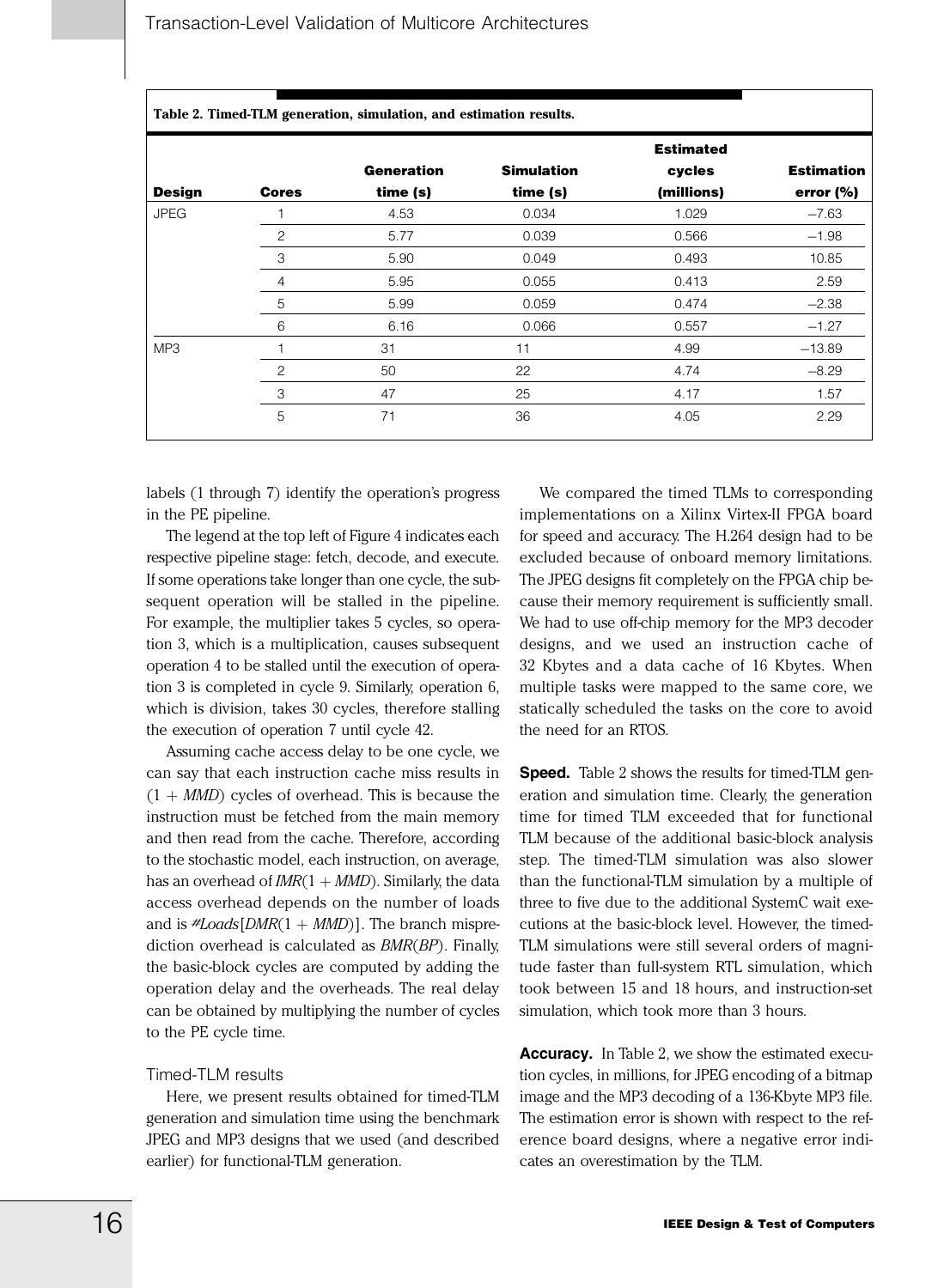Table 2. Timed-TLM generation, simulation, and estimation results.

| Design | Cores | Generation time (s) | Simulation time (s) | Estimated cycles (millions) | Estimation error (%) |
|---|---|---|---|---|---|
| JPEG | 1 | 4.53 | 0.034 | 1.029 | −7.63 |
| | 2 | 5.77 | 0.039 | 0.566 | −1.98 |
| | 3 | 5.90 | 0.049 | 0.493 | 10.85 |
| | 4 | 5.95 | 0.055 | 0.413 | 2.59 |
| | 5 | 5.99 | 0.059 | 0.474 | −2.38 |
| | 6 | 6.16 | 0.066 | 0.557 | −1.27 |
| MP3 | 1 | 31 | 11 | 4.99 | −13.89 |
| | 2 | 50 | 22 | 4.74 | −8.29 |
| | 3 | 47 | 25 | 4.17 | 1.57 |
| | 5 | 71 | 36 | 4.05 | 2.29 |

labels (1 through 7) identify the operation's progress in the PE pipeline.

The legend at the top left of Figure 4 indicates each respective pipeline stage: fetch, decode, and execute. If some operations take longer than one cycle, the subsequent operation will be stalled in the pipeline. For example, the multiplier takes 5 cycles, so operation 3, which is a multiplication, causes subsequent operation 4 to be stalled until the execution of operation 3 is completed in cycle 9. Similarly, operation 6, which is division, takes 30 cycles, therefore stalling the execution of operation 7 until cycle 42.

Assuming cache access delay to be one cycle, we can say that each instruction cache miss results in $(1 + MMD)$ cycles of overhead. This is because the instruction must be fetched from the main memory and then read from the cache. Therefore, according to the stochastic model, each instruction, on average, has an overhead of $IMR(1 + MMD)$. Similarly, the data access overhead depends on the number of loads and is $\#Loads[DMR(1 + MMD)]$. The branch misprediction overhead is calculated as $BMR(BP)$. Finally, the basic-block cycles are computed by adding the operation delay and the overheads. The real delay can be obtained by multiplying the number of cycles to the PE cycle time.

### Timed-TLM results

Here, we present results obtained for timed-TLM generation and simulation time using the benchmark JPEG and MP3 designs that we used (and described earlier) for functional-TLM generation.

We compared the timed TLMs to corresponding implementations on a Xilinx Virtex-II FPGA board for speed and accuracy. The H.264 design had to be excluded because of onboard memory limitations. The JPEG designs fit completely on the FPGA chip because their memory requirement is sufficiently small. We had to use off-chip memory for the MP3 decoder designs, and we used an instruction cache of 32 Kbytes and a data cache of 16 Kbytes. When multiple tasks were mapped to the same core, we statically scheduled the tasks on the core to avoid the need for an RTOS.

**Speed.** Table 2 shows the results for timed-TLM generation and simulation time. Clearly, the generation time for timed TLM exceeded that for functional TLM because of the additional basic-block analysis step. The timed-TLM simulation was also slower than the functional-TLM simulation by a multiple of three to five due to the additional SystemC wait executions at the basic-block level. However, the timed-TLM simulations were still several orders of magnitude faster than full-system RTL simulation, which took between 15 and 18 hours, and instruction-set simulation, which took more than 3 hours.

**Accuracy.** In Table 2, we show the estimated execution cycles, in millions, for JPEG encoding of a bitmap image and the MP3 decoding of a 136-Kbyte MP3 file. The estimation error is shown with respect to the reference board designs, where a negative error indicates an overestimation by the TLM.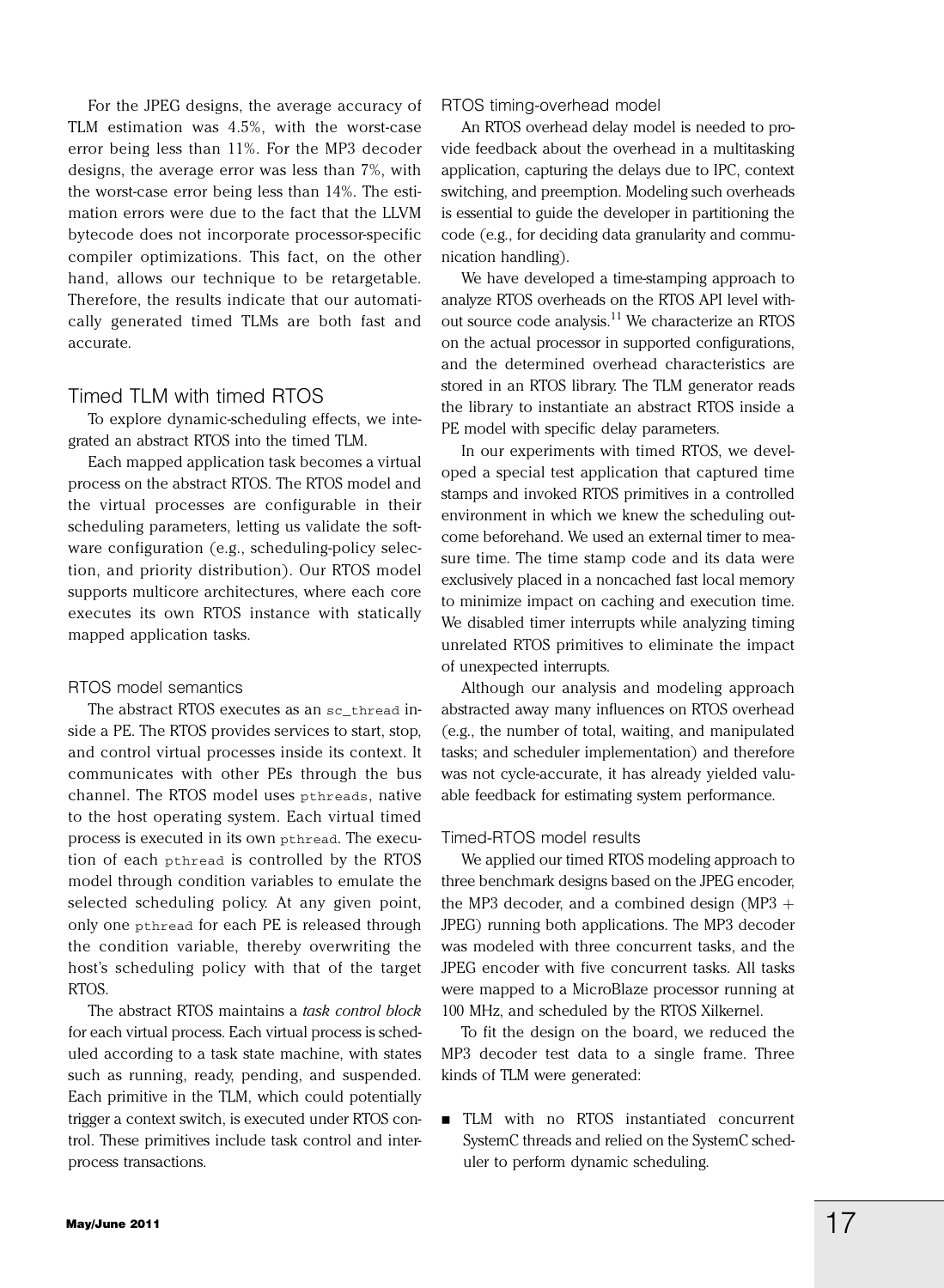For the JPEG designs, the average accuracy of TLM estimation was 4.5%, with the worst-case error being less than 11%. For the MP3 decoder designs, the average error was less than 7%, with the worst-case error being less than 14%. The estimation errors were due to the fact that the LLVM bytecode does not incorporate processor-specific compiler optimizations. This fact, on the other hand, allows our technique to be retargetable. Therefore, the results indicate that our automatically generated timed TLMs are both fast and accurate.

## Timed TLM with timed RTOS

To explore dynamic-scheduling effects, we integrated an abstract RTOS into the timed TLM.

Each mapped application task becomes a virtual process on the abstract RTOS. The RTOS model and the virtual processes are configurable in their scheduling parameters, letting us validate the software configuration (e.g., scheduling-policy selection, and priority distribution). Our RTOS model supports multicore architectures, where each core executes its own RTOS instance with statically mapped application tasks.

### RTOS model semantics

The abstract RTOS executes as an `sc_thread` inside a PE. The RTOS provides services to start, stop, and control virtual processes inside its context. It communicates with other PEs through the bus channel. The RTOS model uses `pthreads`, native to the host operating system. Each virtual timed process is executed in its own `pthread`. The execution of each `pthread` is controlled by the RTOS model through condition variables to emulate the selected scheduling policy. At any given point, only one `pthread` for each PE is released through the condition variable, thereby overwriting the host's scheduling policy with that of the target RTOS.

The abstract RTOS maintains a *task control block* for each virtual process. Each virtual process is scheduled according to a task state machine, with states such as running, ready, pending, and suspended. Each primitive in the TLM, which could potentially trigger a context switch, is executed under RTOS control. These primitives include task control and interprocess transactions.

### RTOS timing-overhead model

An RTOS overhead delay model is needed to provide feedback about the overhead in a multitasking application, capturing the delays due to IPC, context switching, and preemption. Modeling such overheads is essential to guide the developer in partitioning the code (e.g., for deciding data granularity and communication handling).

We have developed a time-stamping approach to analyze RTOS overheads on the RTOS API level without source code analysis.[11] We characterize an RTOS on the actual processor in supported configurations, and the determined overhead characteristics are stored in an RTOS library. The TLM generator reads the library to instantiate an abstract RTOS inside a PE model with specific delay parameters.

In our experiments with timed RTOS, we developed a special test application that captured time stamps and invoked RTOS primitives in a controlled environment in which we knew the scheduling outcome beforehand. We used an external timer to measure time. The time stamp code and its data were exclusively placed in a noncached fast local memory to minimize impact on caching and execution time. We disabled timer interrupts while analyzing timing unrelated RTOS primitives to eliminate the impact of unexpected interrupts.

Although our analysis and modeling approach abstracted away many influences on RTOS overhead (e.g., the number of total, waiting, and manipulated tasks; and scheduler implementation) and therefore was not cycle-accurate, it has already yielded valuable feedback for estimating system performance.

### Timed-RTOS model results

We applied our timed RTOS modeling approach to three benchmark designs based on the JPEG encoder, the MP3 decoder, and a combined design (MP3 + JPEG) running both applications. The MP3 decoder was modeled with three concurrent tasks, and the JPEG encoder with five concurrent tasks. All tasks were mapped to a MicroBlaze processor running at 100 MHz, and scheduled by the RTOS Xilkernel.

To fit the design on the board, we reduced the MP3 decoder test data to a single frame. Three kinds of TLM were generated:

- TLM with no RTOS instantiated concurrent SystemC threads and relied on the SystemC scheduler to perform dynamic scheduling.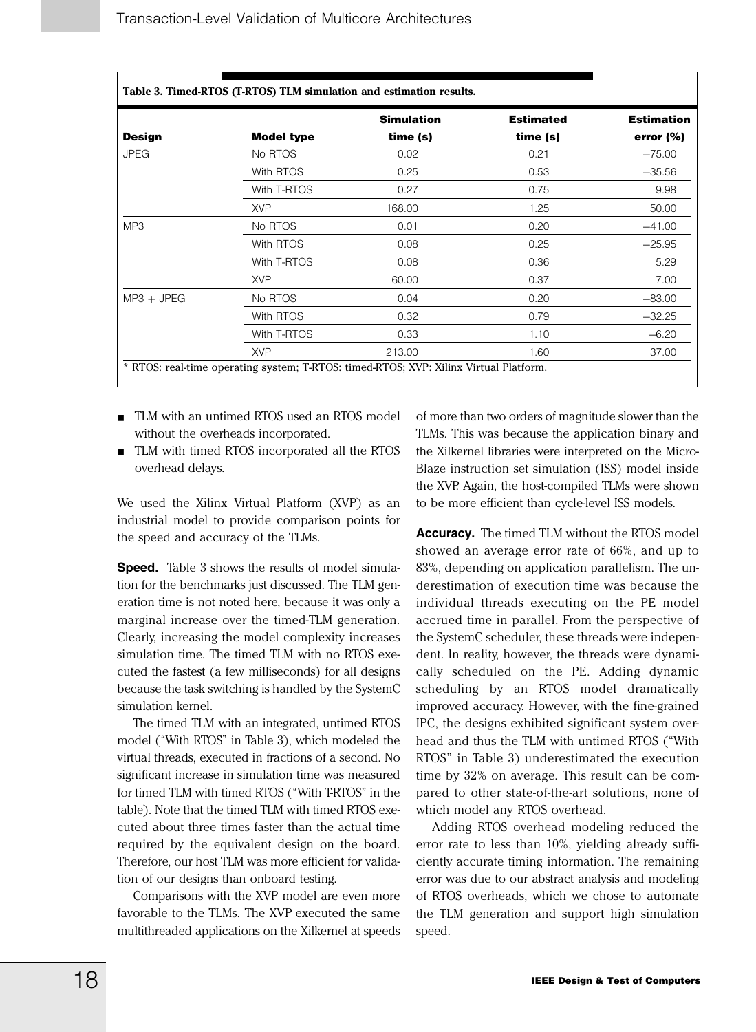**Table 3. Timed-RTOS (T-RTOS) TLM simulation and estimation results.**

| Design | Model type | Simulation time (s) | Estimated time (s) | Estimation error (%) |
|---|---|---|---|---|
| JPEG | No RTOS | 0.02 | 0.21 | −75.00 |
| | With RTOS | 0.25 | 0.53 | −35.56 |
| | With T-RTOS | 0.27 | 0.75 | 9.98 |
| | XVP | 168.00 | 1.25 | 50.00 |
| MP3 | No RTOS | 0.01 | 0.20 | −41.00 |
| | With RTOS | 0.08 | 0.25 | −25.95 |
| | With T-RTOS | 0.08 | 0.36 | 5.29 |
| | XVP | 60.00 | 0.37 | 7.00 |
| MP3 + JPEG | No RTOS | 0.04 | 0.20 | −83.00 |
| | With RTOS | 0.32 | 0.79 | −32.25 |
| | With T-RTOS | 0.33 | 1.10 | −6.20 |
| | XVP | 213.00 | 1.60 | 37.00 |

* RTOS: real-time operating system; T-RTOS: timed-RTOS; XVP: Xilinx Virtual Platform.

- TLM with an untimed RTOS used an RTOS model without the overheads incorporated.
- TLM with timed RTOS incorporated all the RTOS overhead delays.

We used the Xilinx Virtual Platform (XVP) as an industrial model to provide comparison points for the speed and accuracy of the TLMs.

**Speed.** Table 3 shows the results of model simulation for the benchmarks just discussed. The TLM generation time is not noted here, because it was only a marginal increase over the timed-TLM generation. Clearly, increasing the model complexity increases simulation time. The timed TLM with no RTOS executed the fastest (a few milliseconds) for all designs because the task switching is handled by the SystemC simulation kernel.

The timed TLM with an integrated, untimed RTOS model ("With RTOS" in Table 3), which modeled the virtual threads, executed in fractions of a second. No significant increase in simulation time was measured for timed TLM with timed RTOS ("With T-RTOS" in the table). Note that the timed TLM with timed RTOS executed about three times faster than the actual time required by the equivalent design on the board. Therefore, our host TLM was more efficient for validation of our designs than onboard testing.

Comparisons with the XVP model are even more favorable to the TLMs. The XVP executed the same multithreaded applications on the Xilkernel at speeds of more than two orders of magnitude slower than the TLMs. This was because the application binary and the Xilkernel libraries were interpreted on the MicroBlaze instruction set simulation (ISS) model inside the XVP. Again, the host-compiled TLMs were shown to be more efficient than cycle-level ISS models.

**Accuracy.** The timed TLM without the RTOS model showed an average error rate of 66%, and up to 83%, depending on application parallelism. The underestimation of execution time was because the individual threads executing on the PE model accrued time in parallel. From the perspective of the SystemC scheduler, these threads were independent. In reality, however, the threads were dynamically scheduled on the PE. Adding dynamic scheduling by an RTOS model dramatically improved accuracy. However, with the fine-grained IPC, the designs exhibited significant system overhead and thus the TLM with untimed RTOS ("With RTOS" in Table 3) underestimated the execution time by 32% on average. This result can be compared to other state-of-the-art solutions, none of which model any RTOS overhead.

Adding RTOS overhead modeling reduced the error rate to less than 10%, yielding already sufficiently accurate timing information. The remaining error was due to our abstract analysis and modeling of RTOS overheads, which we chose to automate the TLM generation and support high simulation speed.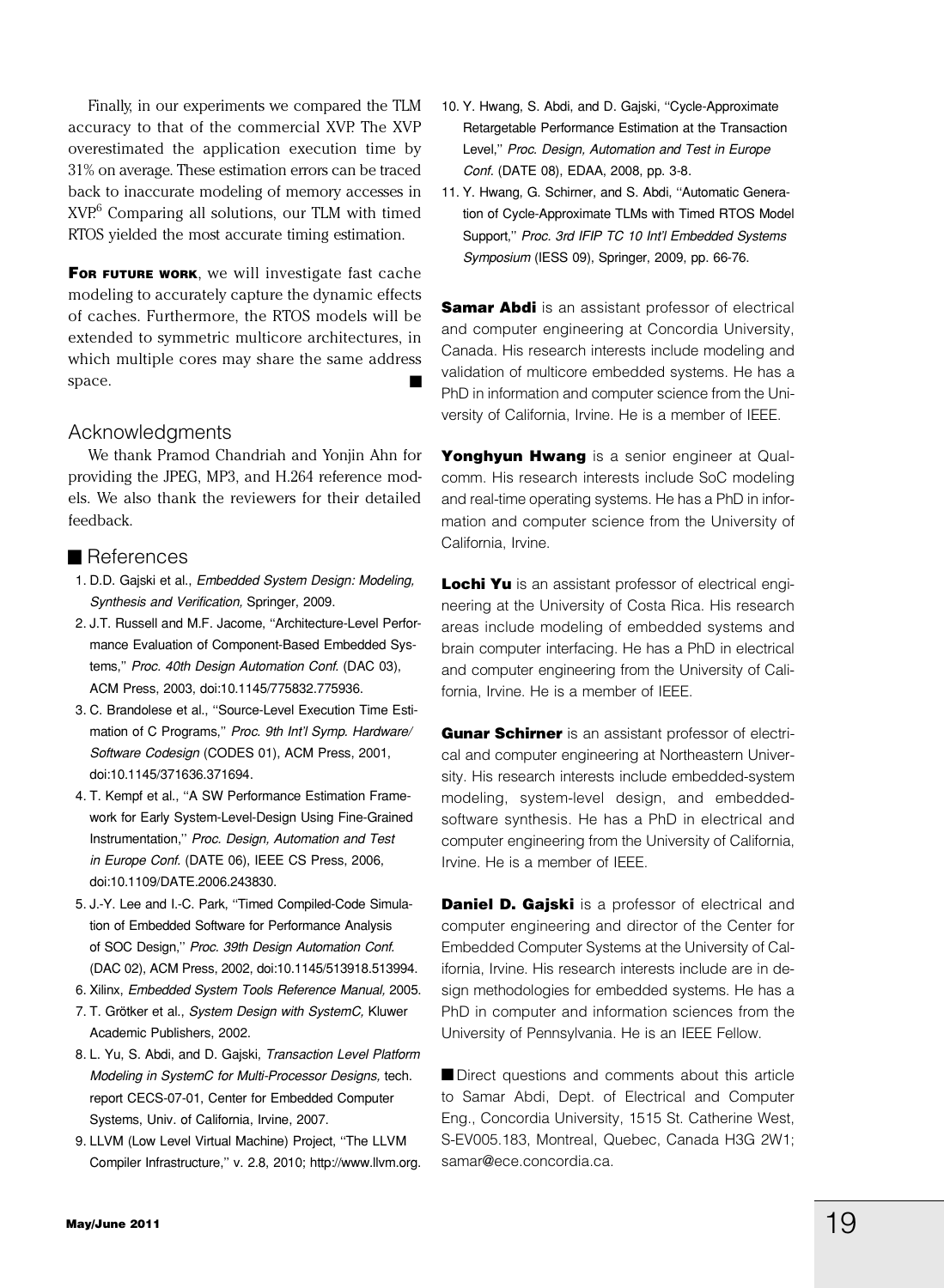Finally, in our experiments we compared the TLM accuracy to that of the commercial XVP. The XVP overestimated the application execution time by 31% on average. These estimation errors can be traced back to inaccurate modeling of memory accesses in XVP.[6] Comparing all solutions, our TLM with timed RTOS yielded the most accurate timing estimation.

**For future work**, we will investigate fast cache modeling to accurately capture the dynamic effects of caches. Furthermore, the RTOS models will be extended to symmetric multicore architectures, in which multiple cores may share the same address space.

## Acknowledgments

We thank Pramod Chandriah and Yonjin Ahn for providing the JPEG, MP3, and H.264 reference models. We also thank the reviewers for their detailed feedback.

## References

1. D.D. Gajski et al., *Embedded System Design: Modeling, Synthesis and Verification,* Springer, 2009.
2. J.T. Russell and M.F. Jacome, "Architecture-Level Performance Evaluation of Component-Based Embedded Systems," *Proc. 40th Design Automation Conf.* (DAC 03), ACM Press, 2003, doi:10.1145/775832.775936.
3. C. Brandolese et al., "Source-Level Execution Time Estimation of C Programs," *Proc. 9th Int'l Symp. Hardware/Software Codesign* (CODES 01), ACM Press, 2001, doi:10.1145/371636.371694.
4. T. Kempf et al., "A SW Performance Estimation Framework for Early System-Level-Design Using Fine-Grained Instrumentation," *Proc. Design, Automation and Test in Europe Conf.* (DATE 06), IEEE CS Press, 2006, doi:10.1109/DATE.2006.243830.
5. J.-Y. Lee and I.-C. Park, "Timed Compiled-Code Simulation of Embedded Software for Performance Analysis of SOC Design," *Proc. 39th Design Automation Conf.* (DAC 02), ACM Press, 2002, doi:10.1145/513918.513994.
6. Xilinx, *Embedded System Tools Reference Manual,* 2005.
7. T. Grötker et al., *System Design with SystemC,* Kluwer Academic Publishers, 2002.
8. L. Yu, S. Abdi, and D. Gajski, *Transaction Level Platform Modeling in SystemC for Multi-Processor Designs,* tech. report CECS-07-01, Center for Embedded Computer Systems, Univ. of California, Irvine, 2007.
9. LLVM (Low Level Virtual Machine) Project, "The LLVM Compiler Infrastructure," v. 2.8, 2010; http://www.llvm.org.
10. Y. Hwang, S. Abdi, and D. Gajski, "Cycle-Approximate Retargetable Performance Estimation at the Transaction Level," *Proc. Design, Automation and Test in Europe Conf.* (DATE 08), EDAA, 2008, pp. 3-8.
11. Y. Hwang, G. Schirner, and S. Abdi, "Automatic Generation of Cycle-Approximate TLMs with Timed RTOS Model Support," *Proc. 3rd IFIP TC 10 Int'l Embedded Systems Symposium* (IESS 09), Springer, 2009, pp. 66-76.

**Samar Abdi** is an assistant professor of electrical and computer engineering at Concordia University, Canada. His research interests include modeling and validation of multicore embedded systems. He has a PhD in information and computer science from the University of California, Irvine. He is a member of IEEE.

**Yonghyun Hwang** is a senior engineer at Qualcomm. His research interests include SoC modeling and real-time operating systems. He has a PhD in information and computer science from the University of California, Irvine.

**Lochi Yu** is an assistant professor of electrical engineering at the University of Costa Rica. His research areas include modeling of embedded systems and brain computer interfacing. He has a PhD in electrical and computer engineering from the University of California, Irvine. He is a member of IEEE.

**Gunar Schirner** is an assistant professor of electrical and computer engineering at Northeastern University. His research interests include embedded-system modeling, system-level design, and embedded-software synthesis. He has a PhD in electrical and computer engineering from the University of California, Irvine. He is a member of IEEE.

**Daniel D. Gajski** is a professor of electrical and computer engineering and director of the Center for Embedded Computer Systems at the University of California, Irvine. His research interests include are in design methodologies for embedded systems. He has a PhD in computer and information sciences from the University of Pennsylvania. He is an IEEE Fellow.

Direct questions and comments about this article to Samar Abdi, Dept. of Electrical and Computer Eng., Concordia University, 1515 St. Catherine West, S-EV005.183, Montreal, Quebec, Canada H3G 2W1; samar@ece.concordia.ca.